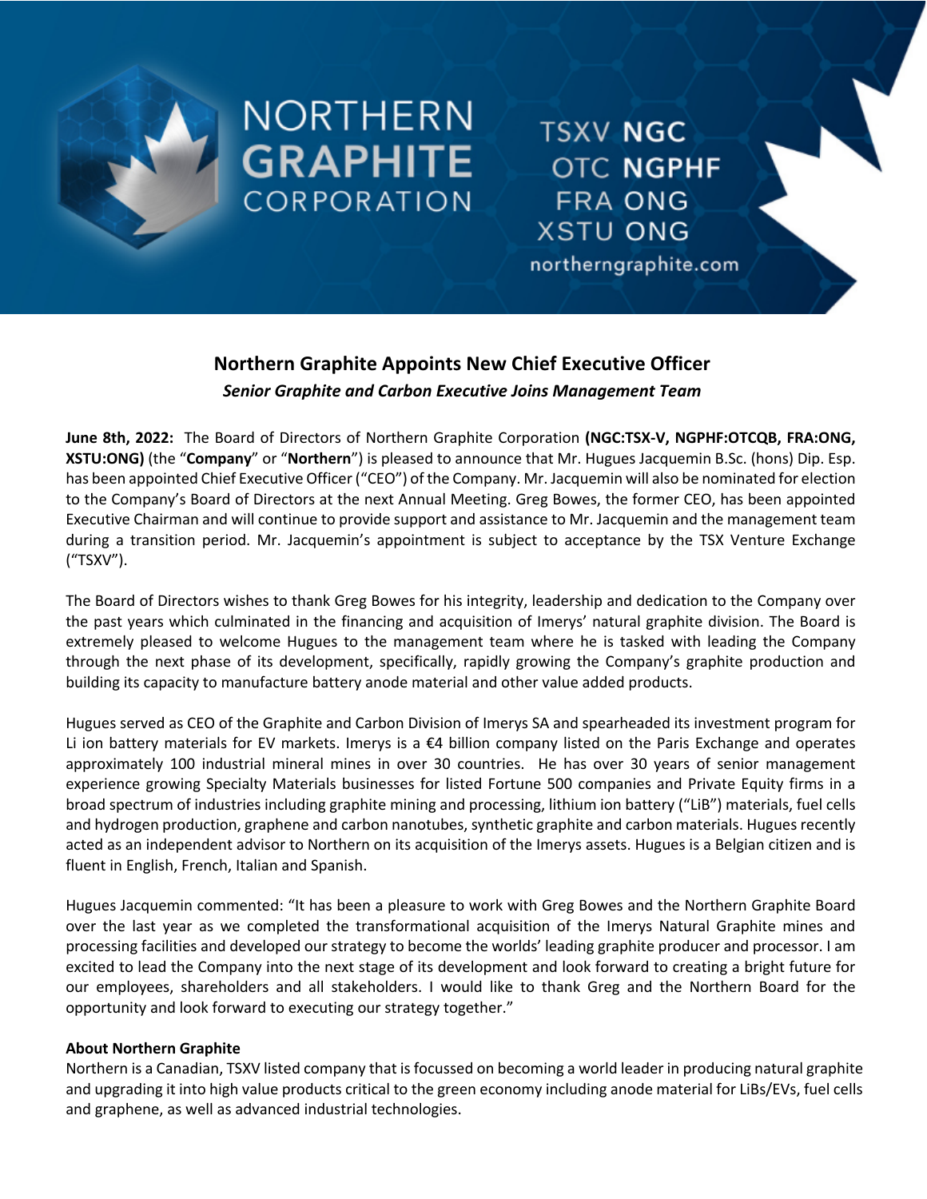# NORTHERN GRAPHITE CORPORATION

TSXV **NGC**
OTC **NGPHF**
FRA ONG
XSTU ONG
northerngraphite.com

## Northern Graphite Appoints New Chief Executive Officer

***Senior Graphite and Carbon Executive Joins Management Team***

**June 8th, 2022:** The Board of Directors of Northern Graphite Corporation **(NGC:TSX-V, NGPHF:OTCQB, FRA:ONG, XSTU:ONG)** (the "**Company**" or "**Northern**") is pleased to announce that Mr. Hugues Jacquemin B.Sc. (hons) Dip. Esp. has been appointed Chief Executive Officer ("CEO") of the Company. Mr. Jacquemin will also be nominated for election to the Company's Board of Directors at the next Annual Meeting. Greg Bowes, the former CEO, has been appointed Executive Chairman and will continue to provide support and assistance to Mr. Jacquemin and the management team during a transition period. Mr. Jacquemin's appointment is subject to acceptance by the TSX Venture Exchange ("TSXV").

The Board of Directors wishes to thank Greg Bowes for his integrity, leadership and dedication to the Company over the past years which culminated in the financing and acquisition of Imerys' natural graphite division. The Board is extremely pleased to welcome Hugues to the management team where he is tasked with leading the Company through the next phase of its development, specifically, rapidly growing the Company's graphite production and building its capacity to manufacture battery anode material and other value added products.

Hugues served as CEO of the Graphite and Carbon Division of Imerys SA and spearheaded its investment program for Li ion battery materials for EV markets. Imerys is a €4 billion company listed on the Paris Exchange and operates approximately 100 industrial mineral mines in over 30 countries. He has over 30 years of senior management experience growing Specialty Materials businesses for listed Fortune 500 companies and Private Equity firms in a broad spectrum of industries including graphite mining and processing, lithium ion battery ("LiB") materials, fuel cells and hydrogen production, graphene and carbon nanotubes, synthetic graphite and carbon materials. Hugues recently acted as an independent advisor to Northern on its acquisition of the Imerys assets. Hugues is a Belgian citizen and is fluent in English, French, Italian and Spanish.

Hugues Jacquemin commented: "It has been a pleasure to work with Greg Bowes and the Northern Graphite Board over the last year as we completed the transformational acquisition of the Imerys Natural Graphite mines and processing facilities and developed our strategy to become the worlds' leading graphite producer and processor. I am excited to lead the Company into the next stage of its development and look forward to creating a bright future for our employees, shareholders and all stakeholders. I would like to thank Greg and the Northern Board for the opportunity and look forward to executing our strategy together."

**About Northern Graphite**

Northern is a Canadian, TSXV listed company that is focussed on becoming a world leader in producing natural graphite and upgrading it into high value products critical to the green economy including anode material for LiBs/EVs, fuel cells and graphene, as well as advanced industrial technologies.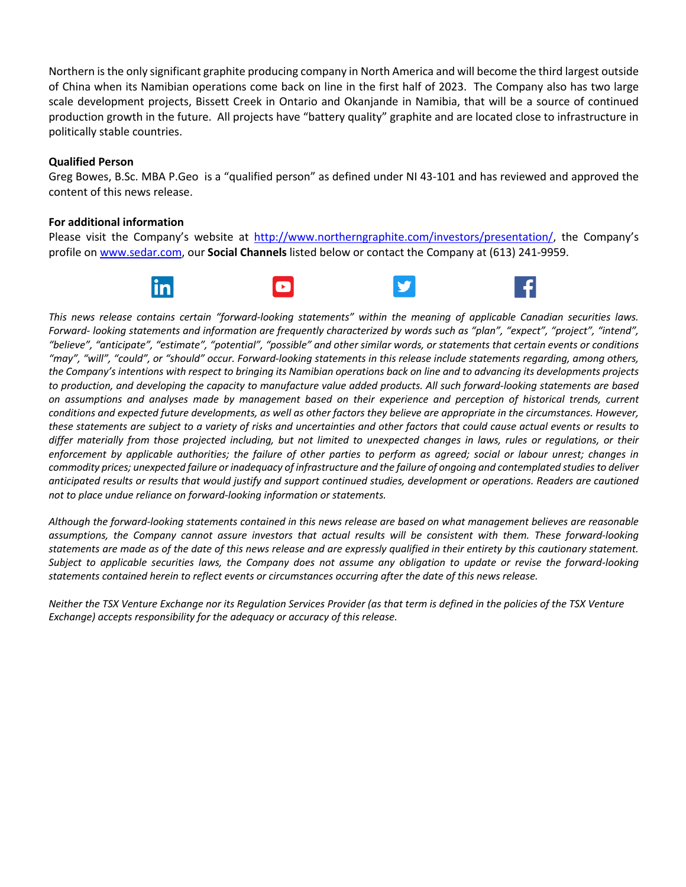Northern is the only significant graphite producing company in North America and will become the third largest outside of China when its Namibian operations come back on line in the first half of 2023. The Company also has two large scale development projects, Bissett Creek in Ontario and Okanjande in Namibia, that will be a source of continued production growth in the future. All projects have "battery quality" graphite and are located close to infrastructure in politically stable countries.

**Qualified Person**
Greg Bowes, B.Sc. MBA P.Geo is a "qualified person" as defined under NI 43-101 and has reviewed and approved the content of this news release.

**For additional information**
Please visit the Company's website at http://www.northerngraphite.com/investors/presentation/, the Company's profile on www.sedar.com, our **Social Channels** listed below or contact the Company at (613) 241-9959.

*This news release contains certain "forward-looking statements" within the meaning of applicable Canadian securities laws. Forward- looking statements and information are frequently characterized by words such as "plan", "expect", "project", "intend", "believe", "anticipate", "estimate", "potential", "possible" and other similar words, or statements that certain events or conditions "may", "will", "could", or "should" occur. Forward-looking statements in this release include statements regarding, among others, the Company's intentions with respect to bringing its Namibian operations back on line and to advancing its developments projects to production, and developing the capacity to manufacture value added products. All such forward-looking statements are based on assumptions and analyses made by management based on their experience and perception of historical trends, current conditions and expected future developments, as well as other factors they believe are appropriate in the circumstances. However, these statements are subject to a variety of risks and uncertainties and other factors that could cause actual events or results to differ materially from those projected including, but not limited to unexpected changes in laws, rules or regulations, or their enforcement by applicable authorities; the failure of other parties to perform as agreed; social or labour unrest; changes in commodity prices; unexpected failure or inadequacy of infrastructure and the failure of ongoing and contemplated studies to deliver anticipated results or results that would justify and support continued studies, development or operations. Readers are cautioned not to place undue reliance on forward-looking information or statements.*

*Although the forward-looking statements contained in this news release are based on what management believes are reasonable assumptions, the Company cannot assure investors that actual results will be consistent with them. These forward-looking statements are made as of the date of this news release and are expressly qualified in their entirety by this cautionary statement. Subject to applicable securities laws, the Company does not assume any obligation to update or revise the forward-looking statements contained herein to reflect events or circumstances occurring after the date of this news release.*

*Neither the TSX Venture Exchange nor its Regulation Services Provider (as that term is defined in the policies of the TSX Venture Exchange) accepts responsibility for the adequacy or accuracy of this release.*